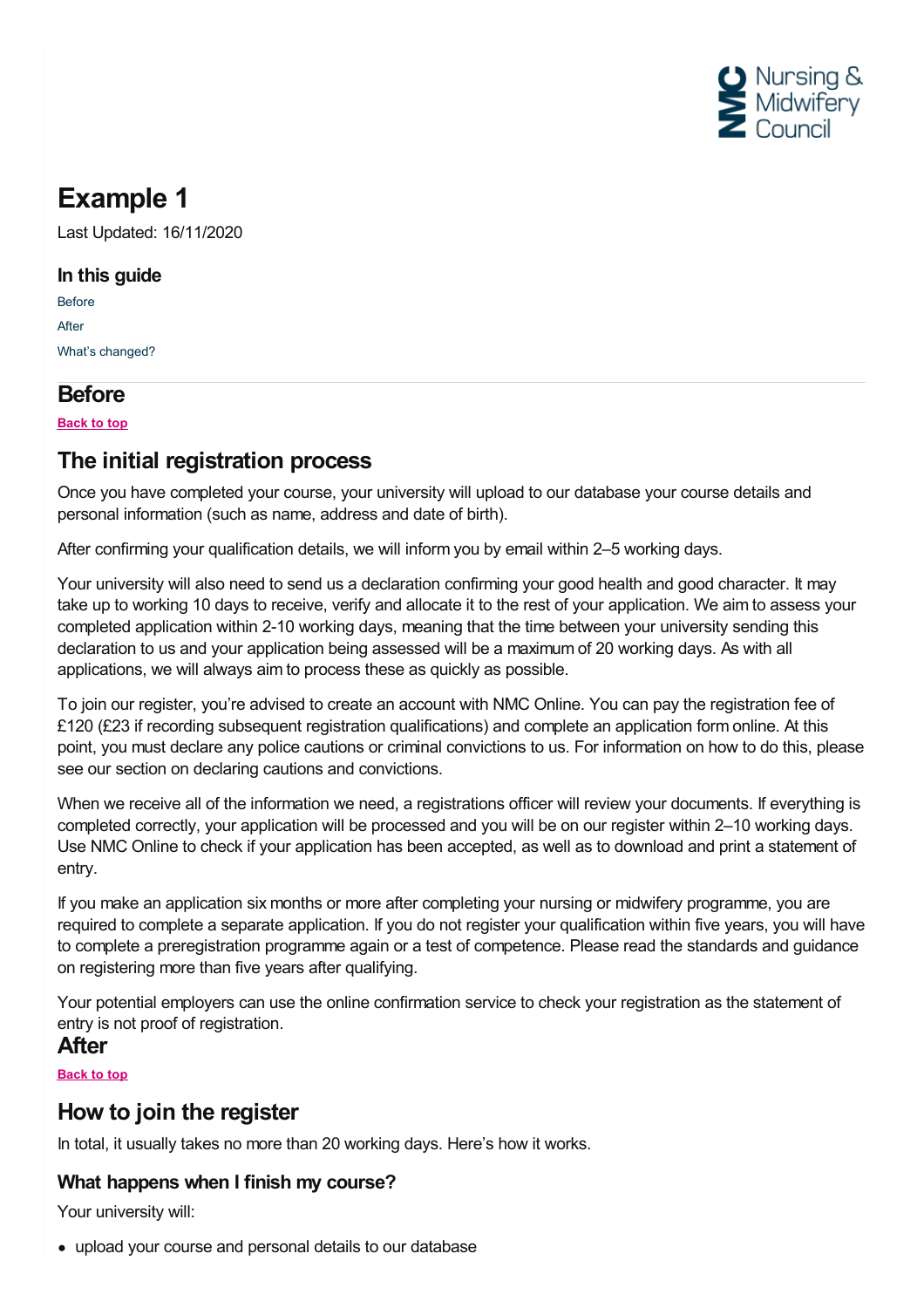# Example 1

Last Updated: 16/11/2020

### In this guide

Before

After

What's changed?

## Before

**Back to top**

## The initial registration process

Once you have completed your course, your university will upload to our database your course details and personal information (such as name, address and date of birth).

After confirming your qualification details, we will inform you by email within 2–5 working days.

Your university will also need to send us a declaration confirming your good health and good character. It may take up to working 10 days to receive, verify and allocate it to the rest of your application. We aim to assess your completed application within 2-10 working days, meaning that the time between your university sending this declaration to us and your application being assessed will be a maximum of 20 working days. As with all applications, we will always aim to process these as quickly as possible.

To join our register, you're advised to create an account with NMC Online. You can pay the registration fee of £120 (£23 if recording subsequent registration qualifications) and complete an application form online. At this point, you must declare any police cautions or criminal convictions to us. For information on how to do this, please see our section on declaring cautions and convictions.

When we receive all of the information we need, a registrations officer will review your documents. If everything is completed correctly, your application will be processed and you will be on our register within 2–10 working days. Use NMC Online to check if your application has been accepted, as well as to download and print a statement of entry.

If you make an application six months or more after completing your nursing or midwifery programme, you are required to complete a separate application. If you do not register your qualification within five years, you will have to complete a preregistration programme again or a test of competence. Please read the standards and guidance on registering more than five years after qualifying.

Your potential employers can use the online confirmation service to check your registration as the statement of entry is not proof of registration.

## After

**Back to top**

## How to join the register

In total, it usually takes no more than 20 working days. Here's how it works.

### What happens when I finish my course?

Your university will:

- upload your course and personal details to our database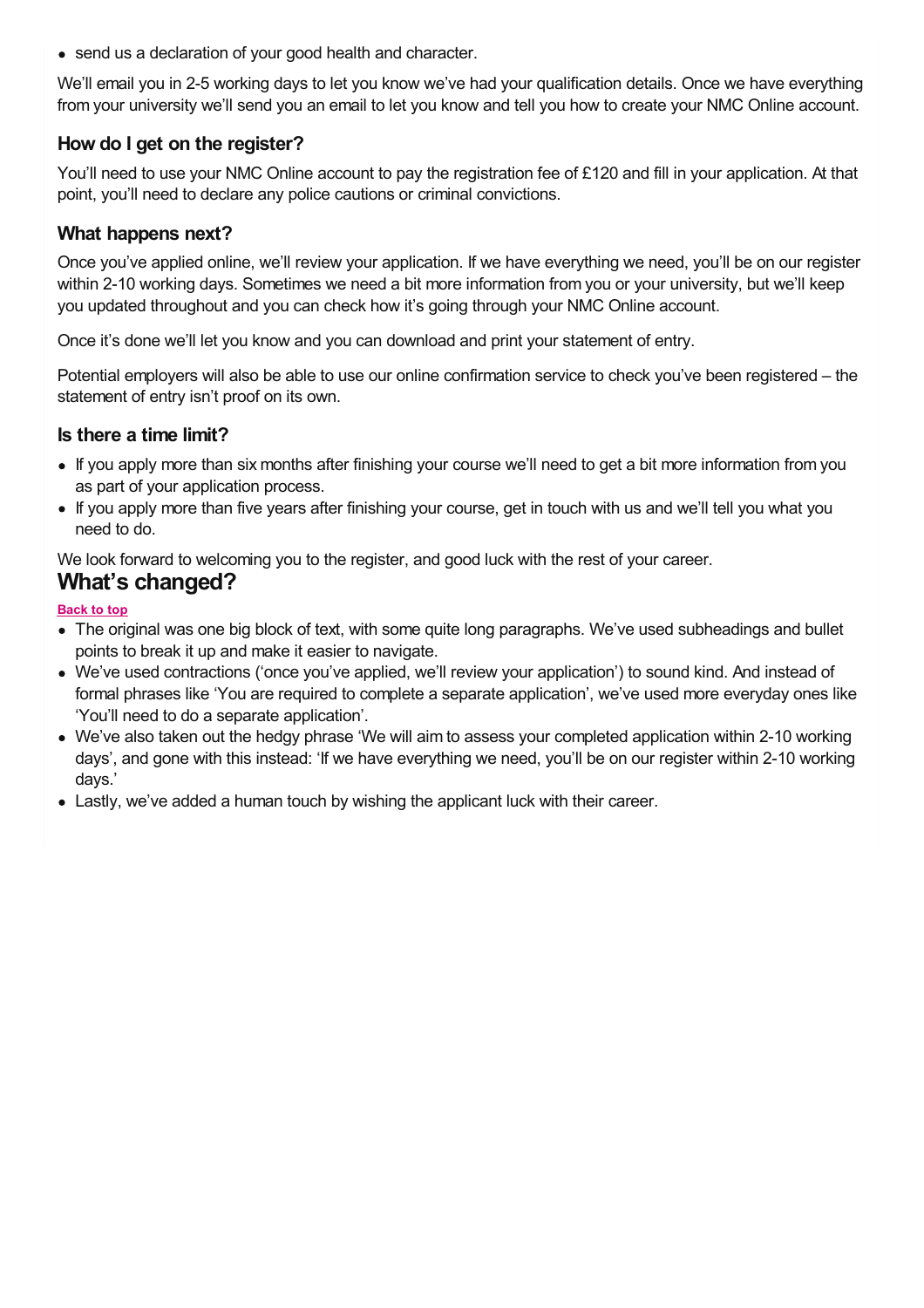- send us a declaration of your good health and character.

We'll email you in 2-5 working days to let you know we've had your qualification details. Once we have everything from your university we'll send you an email to let you know and tell you how to create your NMC Online account.

### How do I get on the register?

You'll need to use your NMC Online account to pay the registration fee of £120 and fill in your application. At that point, you'll need to declare any police cautions or criminal convictions.

### What happens next?

Once you've applied online, we'll review your application. If we have everything we need, you'll be on our register within 2-10 working days. Sometimes we need a bit more information from you or your university, but we'll keep you updated throughout and you can check how it's going through your NMC Online account.

Once it's done we'll let you know and you can download and print your statement of entry.

Potential employers will also be able to use our online confirmation service to check you've been registered – the statement of entry isn't proof on its own.

### Is there a time limit?

- If you apply more than six months after finishing your course we'll need to get a bit more information from you as part of your application process.
- If you apply more than five years after finishing your course, get in touch with us and we'll tell you what you need to do.

We look forward to welcoming you to the register, and good luck with the rest of your career.

## What's changed?

**Back to top**

- The original was one big block of text, with some quite long paragraphs. We've used subheadings and bullet points to break it up and make it easier to navigate.
- We've used contractions ('once you've applied, we'll review your application') to sound kind. And instead of formal phrases like 'You are required to complete a separate application', we've used more everyday ones like 'You'll need to do a separate application'.
- We've also taken out the hedgy phrase 'We will aim to assess your completed application within 2-10 working days', and gone with this instead: 'If we have everything we need, you'll be on our register within 2-10 working days.'
- Lastly, we've added a human touch by wishing the applicant luck with their career.